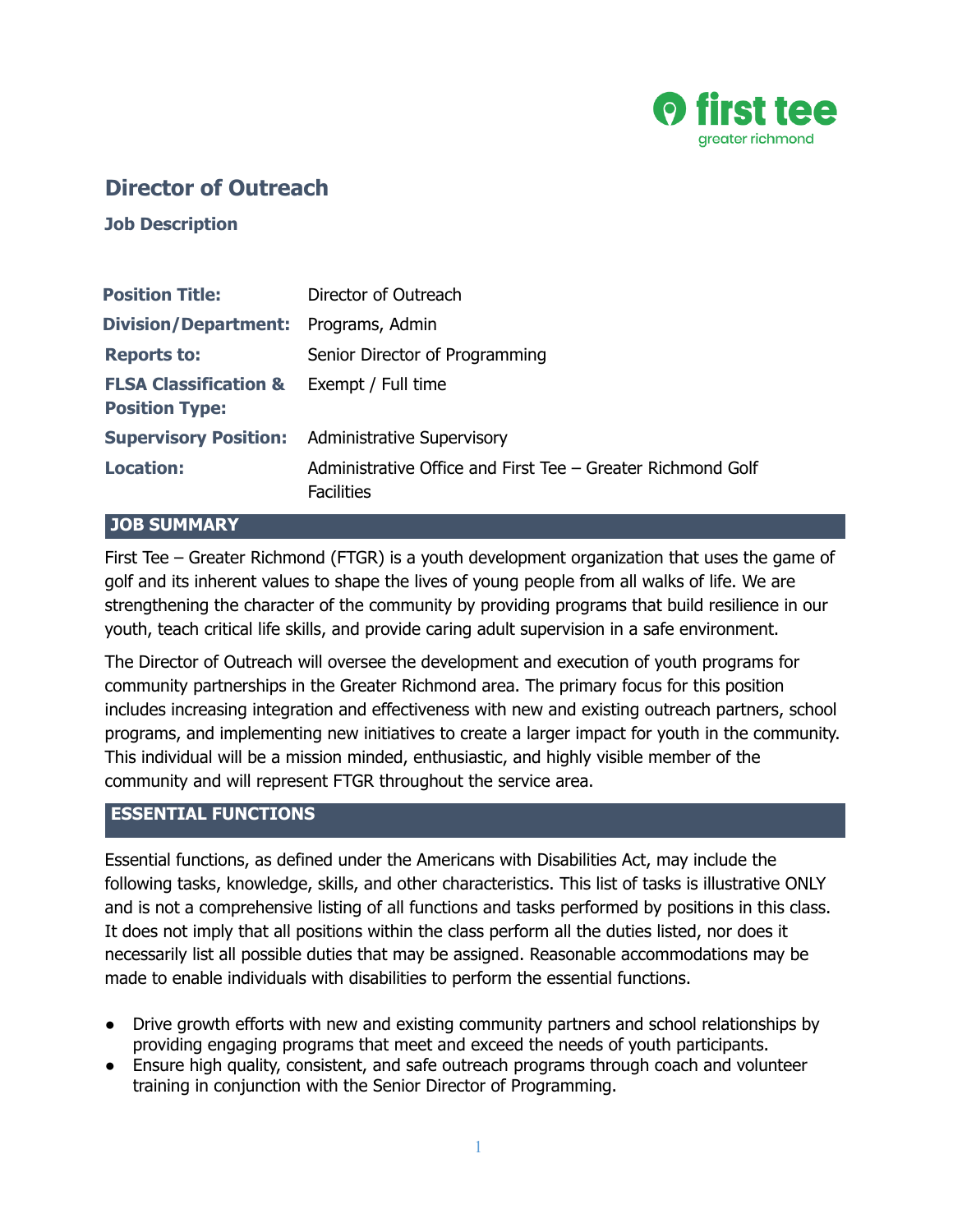first tee
greater richmond

# Director of Outreach

### Job Description

| | |
|---|---|
| **Position Title:** | Director of Outreach |
| **Division/Department:** | Programs, Admin |
| **Reports to:** | Senior Director of Programming |
| **FLSA Classification & Position Type:** | Exempt / Full time |
| **Supervisory Position:** | Administrative Supervisory |
| **Location:** | Administrative Office and First Tee – Greater Richmond Golf Facilities |

## JOB SUMMARY

First Tee – Greater Richmond (FTGR) is a youth development organization that uses the game of golf and its inherent values to shape the lives of young people from all walks of life. We are strengthening the character of the community by providing programs that build resilience in our youth, teach critical life skills, and provide caring adult supervision in a safe environment.

The Director of Outreach will oversee the development and execution of youth programs for community partnerships in the Greater Richmond area. The primary focus for this position includes increasing integration and effectiveness with new and existing outreach partners, school programs, and implementing new initiatives to create a larger impact for youth in the community. This individual will be a mission minded, enthusiastic, and highly visible member of the community and will represent FTGR throughout the service area.

## ESSENTIAL FUNCTIONS

Essential functions, as defined under the Americans with Disabilities Act, may include the following tasks, knowledge, skills, and other characteristics. This list of tasks is illustrative ONLY and is not a comprehensive listing of all functions and tasks performed by positions in this class. It does not imply that all positions within the class perform all the duties listed, nor does it necessarily list all possible duties that may be assigned. Reasonable accommodations may be made to enable individuals with disabilities to perform the essential functions.

- Drive growth efforts with new and existing community partners and school relationships by providing engaging programs that meet and exceed the needs of youth participants.
- Ensure high quality, consistent, and safe outreach programs through coach and volunteer training in conjunction with the Senior Director of Programming.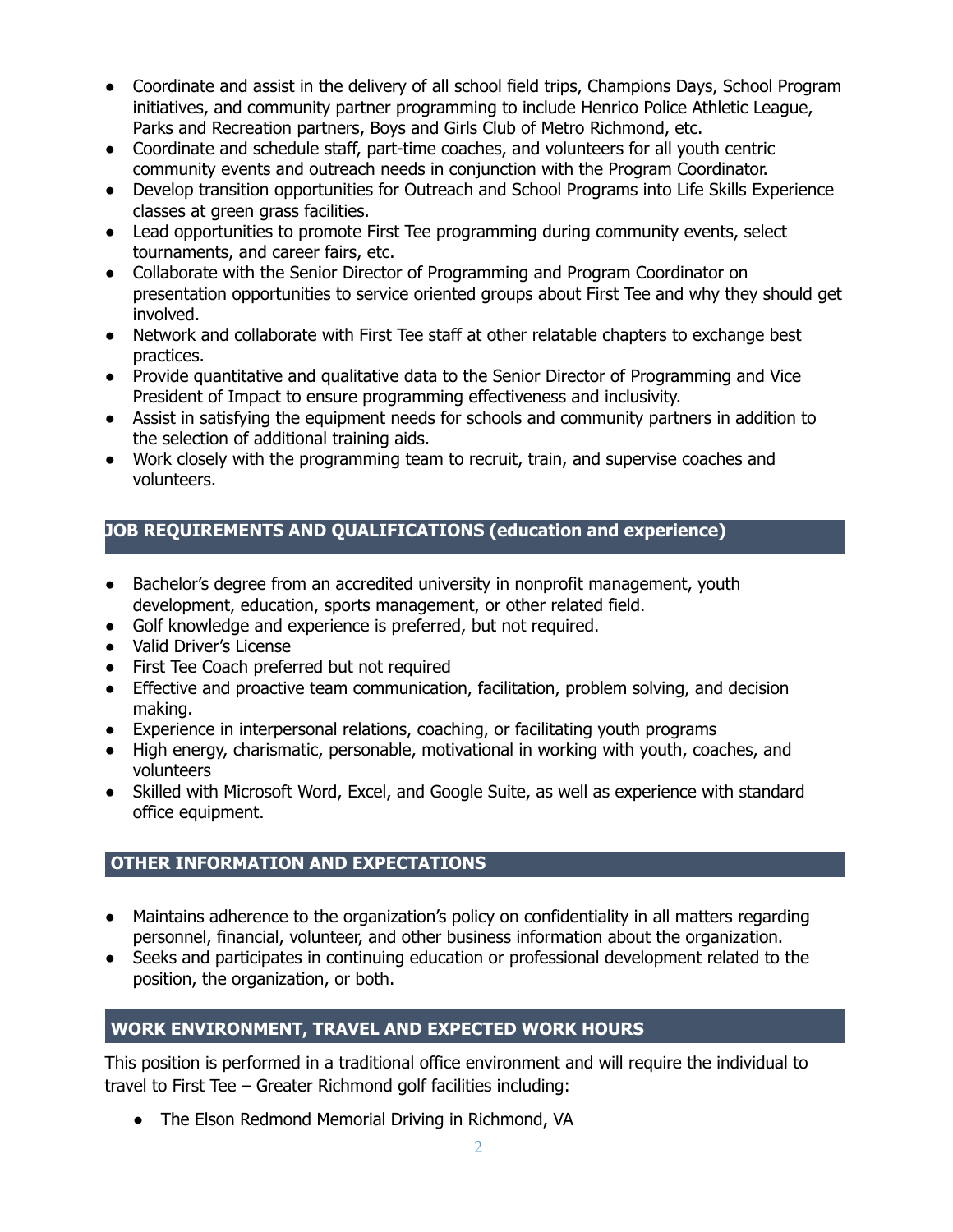- Coordinate and assist in the delivery of all school field trips, Champions Days, School Program initiatives, and community partner programming to include Henrico Police Athletic League, Parks and Recreation partners, Boys and Girls Club of Metro Richmond, etc.
- Coordinate and schedule staff, part-time coaches, and volunteers for all youth centric community events and outreach needs in conjunction with the Program Coordinator.
- Develop transition opportunities for Outreach and School Programs into Life Skills Experience classes at green grass facilities.
- Lead opportunities to promote First Tee programming during community events, select tournaments, and career fairs, etc.
- Collaborate with the Senior Director of Programming and Program Coordinator on presentation opportunities to service oriented groups about First Tee and why they should get involved.
- Network and collaborate with First Tee staff at other relatable chapters to exchange best practices.
- Provide quantitative and qualitative data to the Senior Director of Programming and Vice President of Impact to ensure programming effectiveness and inclusivity.
- Assist in satisfying the equipment needs for schools and community partners in addition to the selection of additional training aids.
- Work closely with the programming team to recruit, train, and supervise coaches and volunteers.

## JOB REQUIREMENTS AND QUALIFICATIONS (education and experience)

- Bachelor's degree from an accredited university in nonprofit management, youth development, education, sports management, or other related field.
- Golf knowledge and experience is preferred, but not required.
- Valid Driver's License
- First Tee Coach preferred but not required
- Effective and proactive team communication, facilitation, problem solving, and decision making.
- Experience in interpersonal relations, coaching, or facilitating youth programs
- High energy, charismatic, personable, motivational in working with youth, coaches, and volunteers
- Skilled with Microsoft Word, Excel, and Google Suite, as well as experience with standard office equipment.

## OTHER INFORMATION AND EXPECTATIONS

- Maintains adherence to the organization's policy on confidentiality in all matters regarding personnel, financial, volunteer, and other business information about the organization.
- Seeks and participates in continuing education or professional development related to the position, the organization, or both.

## WORK ENVIRONMENT, TRAVEL AND EXPECTED WORK HOURS

This position is performed in a traditional office environment and will require the individual to travel to First Tee – Greater Richmond golf facilities including:

- The Elson Redmond Memorial Driving in Richmond, VA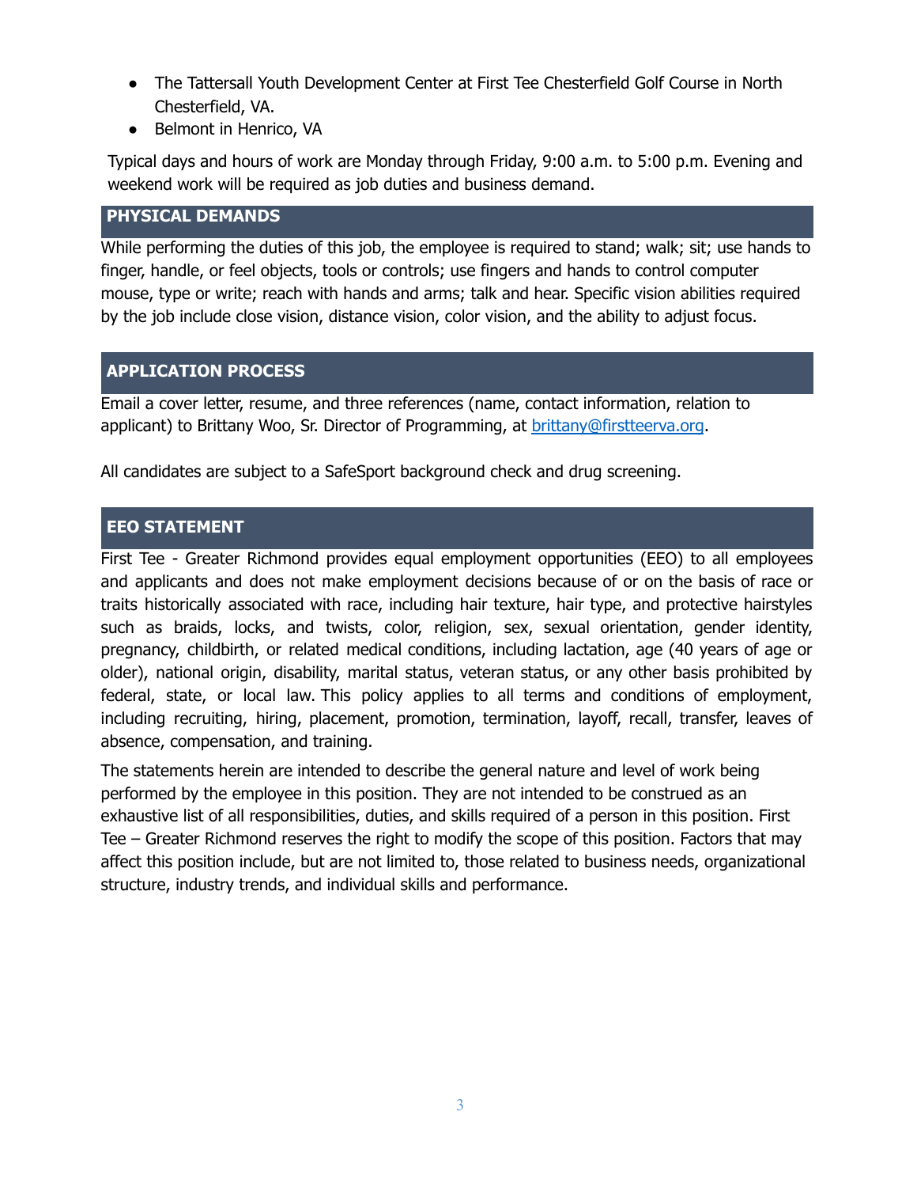- The Tattersall Youth Development Center at First Tee Chesterfield Golf Course in North Chesterfield, VA.
- Belmont in Henrico, VA

Typical days and hours of work are Monday through Friday, 9:00 a.m. to 5:00 p.m. Evening and weekend work will be required as job duties and business demand.

## PHYSICAL DEMANDS

While performing the duties of this job, the employee is required to stand; walk; sit; use hands to finger, handle, or feel objects, tools or controls; use fingers and hands to control computer mouse, type or write; reach with hands and arms; talk and hear. Specific vision abilities required by the job include close vision, distance vision, color vision, and the ability to adjust focus.

## APPLICATION PROCESS

Email a cover letter, resume, and three references (name, contact information, relation to applicant) to Brittany Woo, Sr. Director of Programming, at [brittany@firstteerva.org](mailto:brittany@firstteerva.org).

All candidates are subject to a SafeSport background check and drug screening.

## EEO STATEMENT

First Tee - Greater Richmond provides equal employment opportunities (EEO) to all employees and applicants and does not make employment decisions because of or on the basis of race or traits historically associated with race, including hair texture, hair type, and protective hairstyles such as braids, locks, and twists, color, religion, sex, sexual orientation, gender identity, pregnancy, childbirth, or related medical conditions, including lactation, age (40 years of age or older), national origin, disability, marital status, veteran status, or any other basis prohibited by federal, state, or local law. This policy applies to all terms and conditions of employment, including recruiting, hiring, placement, promotion, termination, layoff, recall, transfer, leaves of absence, compensation, and training.

The statements herein are intended to describe the general nature and level of work being performed by the employee in this position. They are not intended to be construed as an exhaustive list of all responsibilities, duties, and skills required of a person in this position. First Tee – Greater Richmond reserves the right to modify the scope of this position. Factors that may affect this position include, but are not limited to, those related to business needs, organizational structure, industry trends, and individual skills and performance.